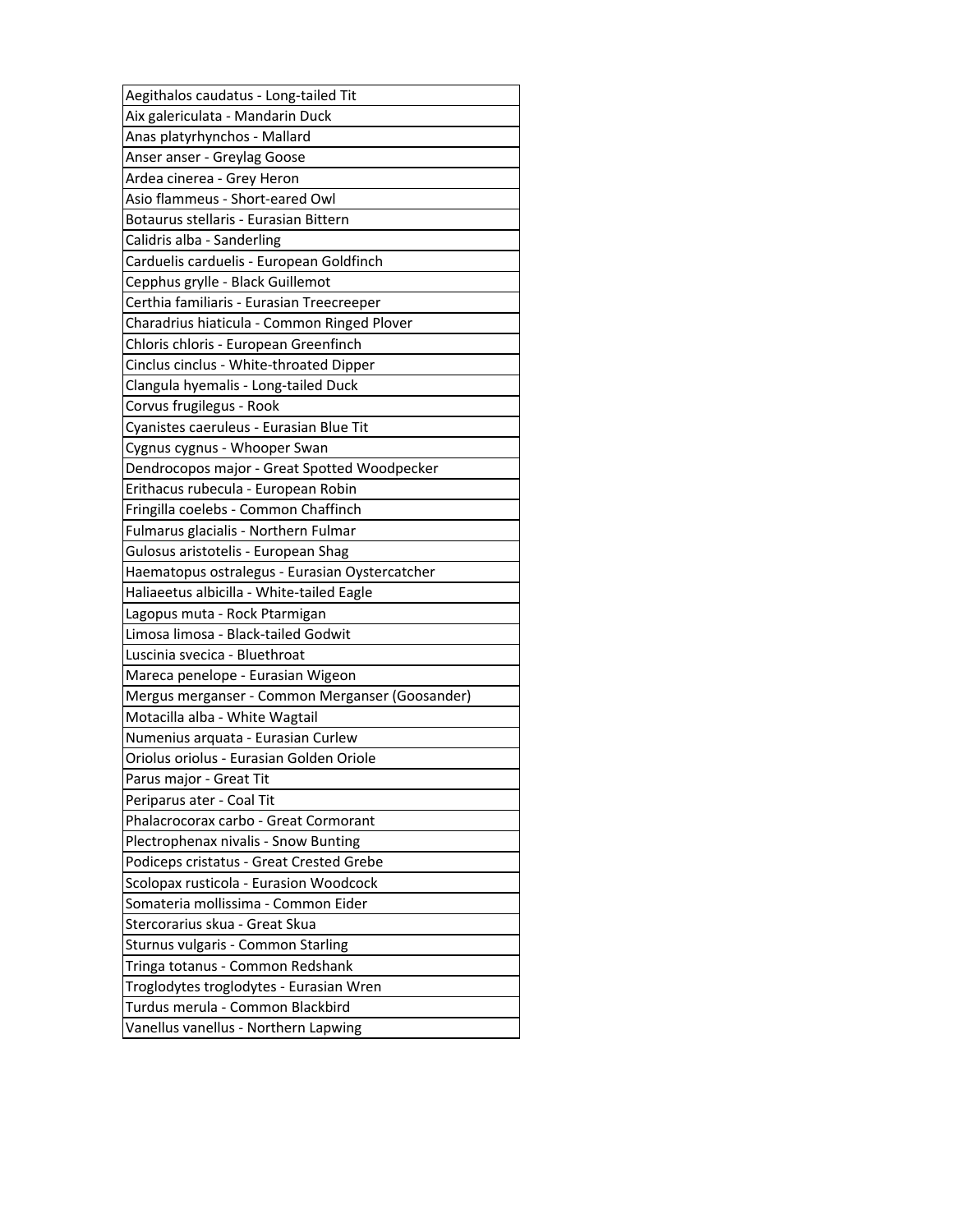| Aegithalos caudatus - Long-tailed Tit |
|---|
| Aix galericulata - Mandarin Duck |
| Anas platyrhynchos - Mallard |
| Anser anser - Greylag Goose |
| Ardea cinerea - Grey Heron |
| Asio flammeus - Short-eared Owl |
| Botaurus stellaris - Eurasian Bittern |
| Calidris alba - Sanderling |
| Carduelis carduelis - European Goldfinch |
| Cepphus grylle - Black Guillemot |
| Certhia familiaris - Eurasian Treecreeper |
| Charadrius hiaticula - Common Ringed Plover |
| Chloris chloris - European Greenfinch |
| Cinclus cinclus - White-throated Dipper |
| Clangula hyemalis - Long-tailed Duck |
| Corvus frugilegus - Rook |
| Cyanistes caeruleus - Eurasian Blue Tit |
| Cygnus cygnus - Whooper Swan |
| Dendrocopos major - Great Spotted Woodpecker |
| Erithacus rubecula - European Robin |
| Fringilla coelebs - Common Chaffinch |
| Fulmarus glacialis - Northern Fulmar |
| Gulosus aristotelis - European Shag |
| Haematopus ostralegus - Eurasian Oystercatcher |
| Haliaeetus albicilla - White-tailed Eagle |
| Lagopus muta - Rock Ptarmigan |
| Limosa limosa - Black-tailed Godwit |
| Luscinia svecica - Bluethroat |
| Mareca penelope - Eurasian Wigeon |
| Mergus merganser - Common Merganser (Goosander) |
| Motacilla alba - White Wagtail |
| Numenius arquata - Eurasian Curlew |
| Oriolus oriolus - Eurasian Golden Oriole |
| Parus major - Great Tit |
| Periparus ater - Coal Tit |
| Phalacrocorax carbo - Great Cormorant |
| Plectrophenax nivalis - Snow Bunting |
| Podiceps cristatus - Great Crested Grebe |
| Scolopax rusticola - Eurasion Woodcock |
| Somateria mollissima - Common Eider |
| Stercorarius skua - Great Skua |
| Sturnus vulgaris - Common Starling |
| Tringa totanus - Common Redshank |
| Troglodytes troglodytes - Eurasian Wren |
| Turdus merula - Common Blackbird |
| Vanellus vanellus - Northern Lapwing |